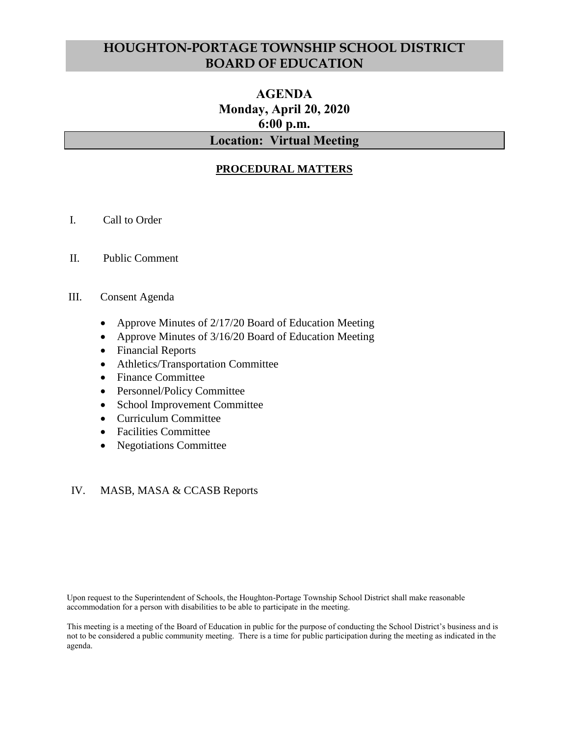# HOUGHTON-PORTAGE TOWNSHIP SCHOOL DISTRICT BOARD OF EDUCATION

## AGENDA
## Monday, April 20, 2020
## 6:00 p.m.

## Location: Virtual Meeting

### PROCEDURAL MATTERS

I. Call to Order

II. Public Comment

III. Consent Agenda

- Approve Minutes of 2/17/20 Board of Education Meeting
- Approve Minutes of 3/16/20 Board of Education Meeting
- Financial Reports
- Athletics/Transportation Committee
- Finance Committee
- Personnel/Policy Committee
- School Improvement Committee
- Curriculum Committee
- Facilities Committee
- Negotiations Committee

IV. MASB, MASA & CCASB Reports

Upon request to the Superintendent of Schools, the Houghton-Portage Township School District shall make reasonable accommodation for a person with disabilities to be able to participate in the meeting.

This meeting is a meeting of the Board of Education in public for the purpose of conducting the School District's business and is not to be considered a public community meeting. There is a time for public participation during the meeting as indicated in the agenda.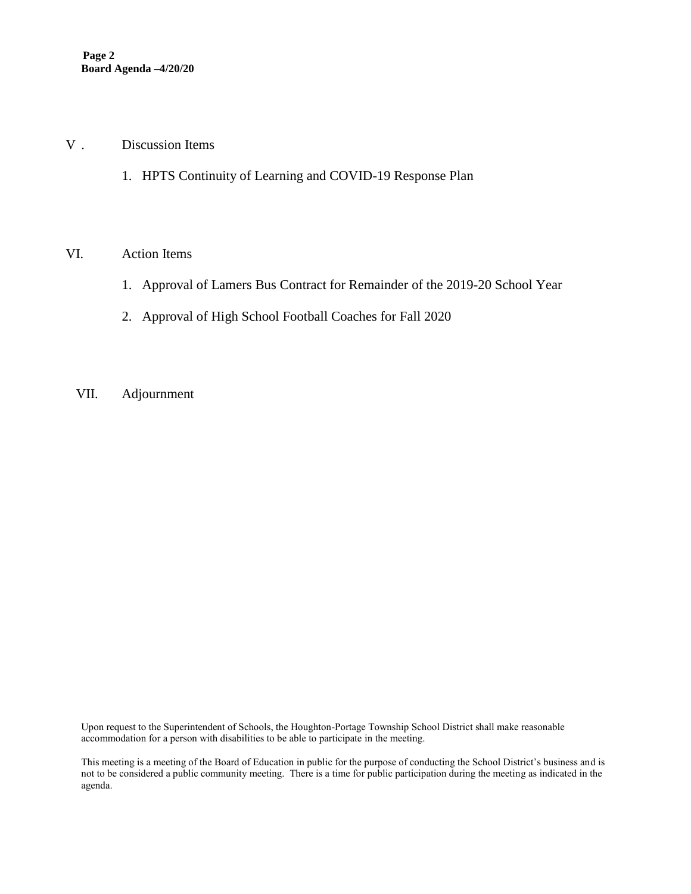V. Discussion Items

1. HPTS Continuity of Learning and COVID-19 Response Plan

VI. Action Items

1. Approval of Lamers Bus Contract for Remainder of the 2019-20 School Year
2. Approval of High School Football Coaches for Fall 2020

VII. Adjournment

Upon request to the Superintendent of Schools, the Houghton-Portage Township School District shall make reasonable accommodation for a person with disabilities to be able to participate in the meeting.

This meeting is a meeting of the Board of Education in public for the purpose of conducting the School District's business and is not to be considered a public community meeting. There is a time for public participation during the meeting as indicated in the agenda.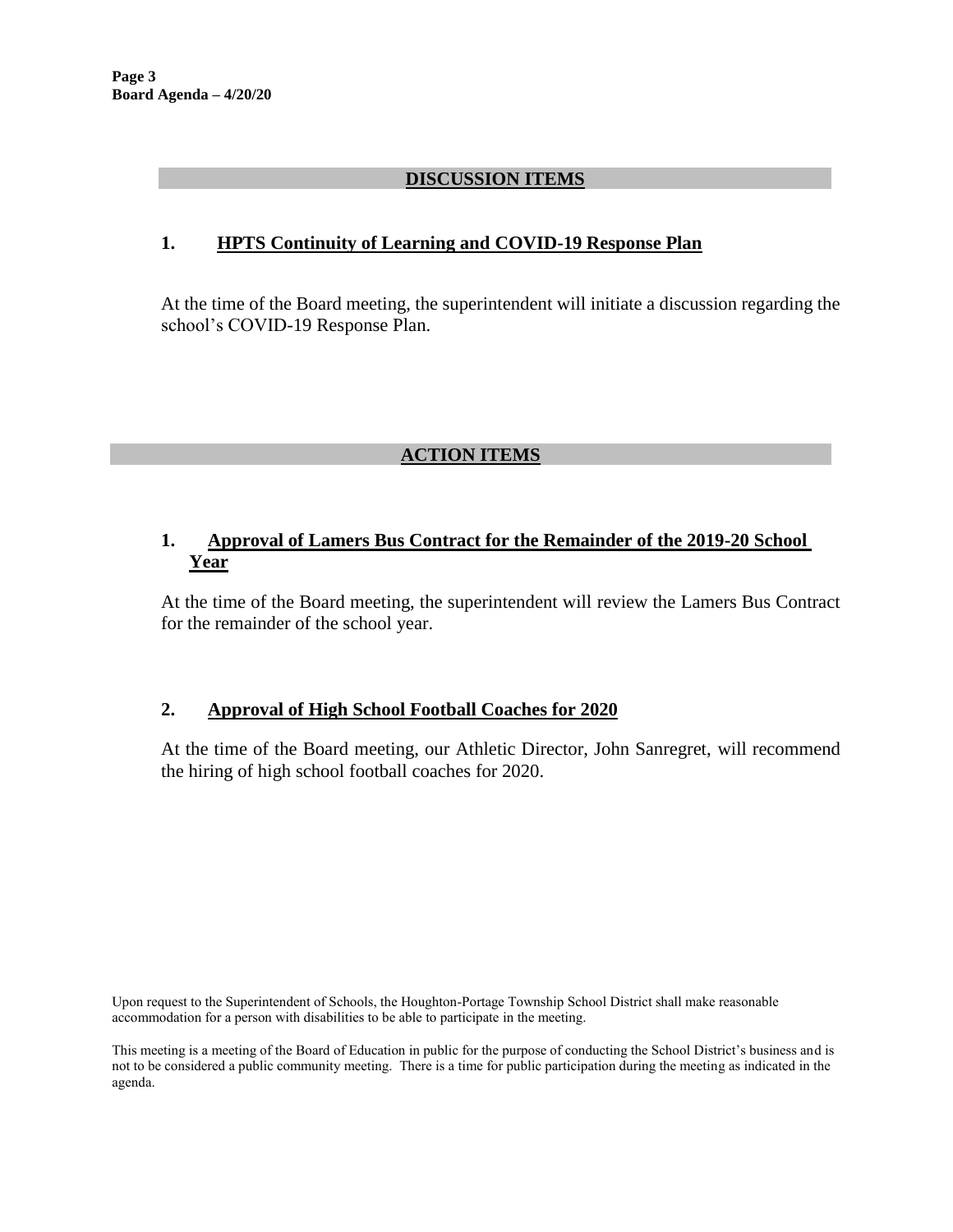## DISCUSSION ITEMS

### 1. HPTS Continuity of Learning and COVID-19 Response Plan

At the time of the Board meeting, the superintendent will initiate a discussion regarding the school's COVID-19 Response Plan.

## ACTION ITEMS

### 1. Approval of Lamers Bus Contract for the Remainder of the 2019-20 School Year

At the time of the Board meeting, the superintendent will review the Lamers Bus Contract for the remainder of the school year.

### 2. Approval of High School Football Coaches for 2020

At the time of the Board meeting, our Athletic Director, John Sanregret, will recommend the hiring of high school football coaches for 2020.

Upon request to the Superintendent of Schools, the Houghton-Portage Township School District shall make reasonable accommodation for a person with disabilities to be able to participate in the meeting.

This meeting is a meeting of the Board of Education in public for the purpose of conducting the School District's business and is not to be considered a public community meeting. There is a time for public participation during the meeting as indicated in the agenda.